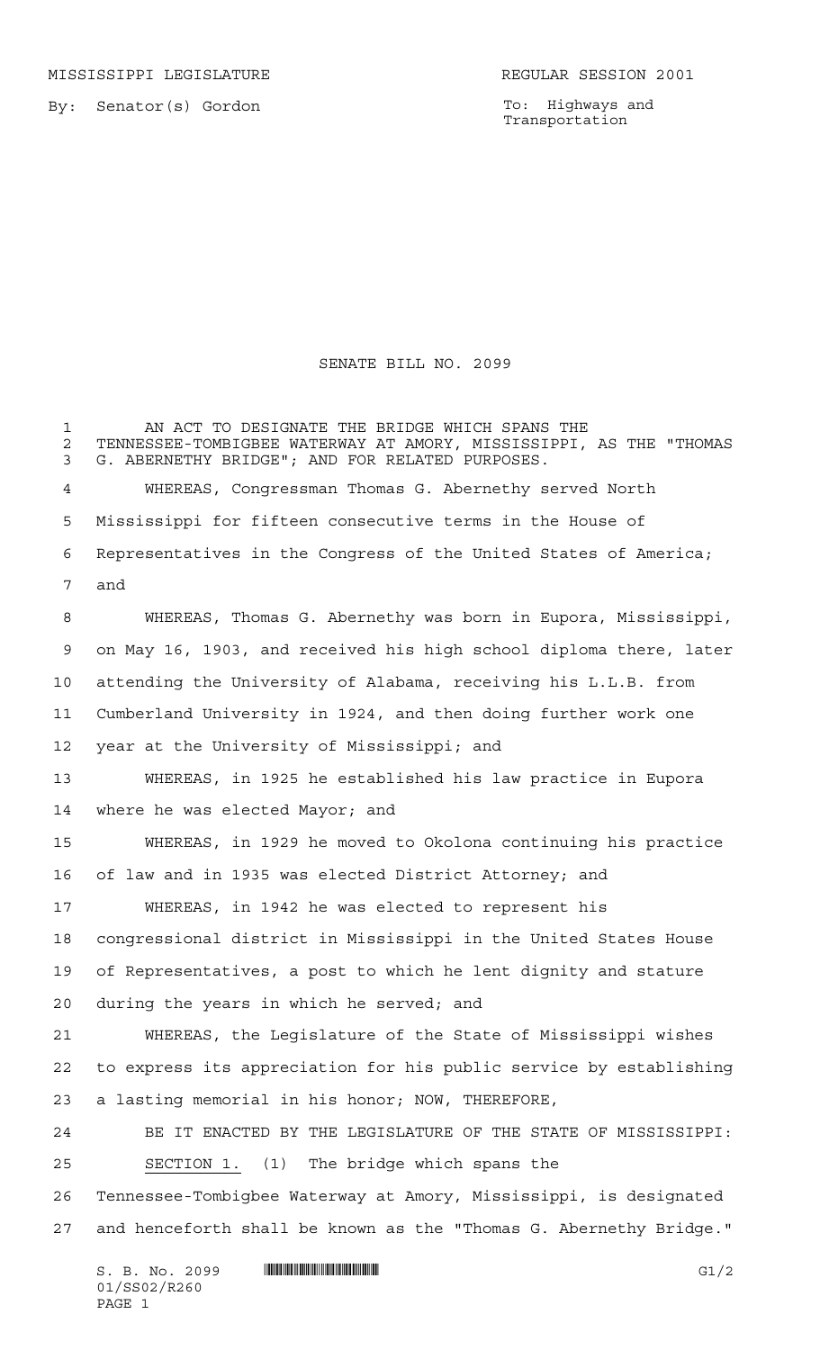MISSISSIPPI LEGISLATURE REGULAR SESSION 2001

By: Senator(s) Gordon

To: Highways and Transportation

# SENATE BILL NO. 2099

AN ACT TO DESIGNATE THE BRIDGE WHICH SPANS THE TENNESSEE-TOMBIGBEE WATERWAY AT AMORY, MISSISSIPPI, AS THE "THOMAS G. ABERNETHY BRIDGE"; AND FOR RELATED PURPOSES.

WHEREAS, Congressman Thomas G. Abernethy served North Mississippi for fifteen consecutive terms in the House of Representatives in the Congress of the United States of America; and

WHEREAS, Thomas G. Abernethy was born in Eupora, Mississippi, on May 16, 1903, and received his high school diploma there, later attending the University of Alabama, receiving his L.L.B. from Cumberland University in 1924, and then doing further work one year at the University of Mississippi; and

WHEREAS, in 1925 he established his law practice in Eupora where he was elected Mayor; and

WHEREAS, in 1929 he moved to Okolona continuing his practice of law and in 1935 was elected District Attorney; and

WHEREAS, in 1942 he was elected to represent his congressional district in Mississippi in the United States House of Representatives, a post to which he lent dignity and stature during the years in which he served; and

WHEREAS, the Legislature of the State of Mississippi wishes to express its appreciation for his public service by establishing a lasting memorial in his honor; NOW, THEREFORE,

BE IT ENACTED BY THE LEGISLATURE OF THE STATE OF MISSISSIPPI:

SECTION 1. (1) The bridge which spans the Tennessee-Tombigbee Waterway at Amory, Mississippi, is designated and henceforth shall be known as the "Thomas G. Abernethy Bridge."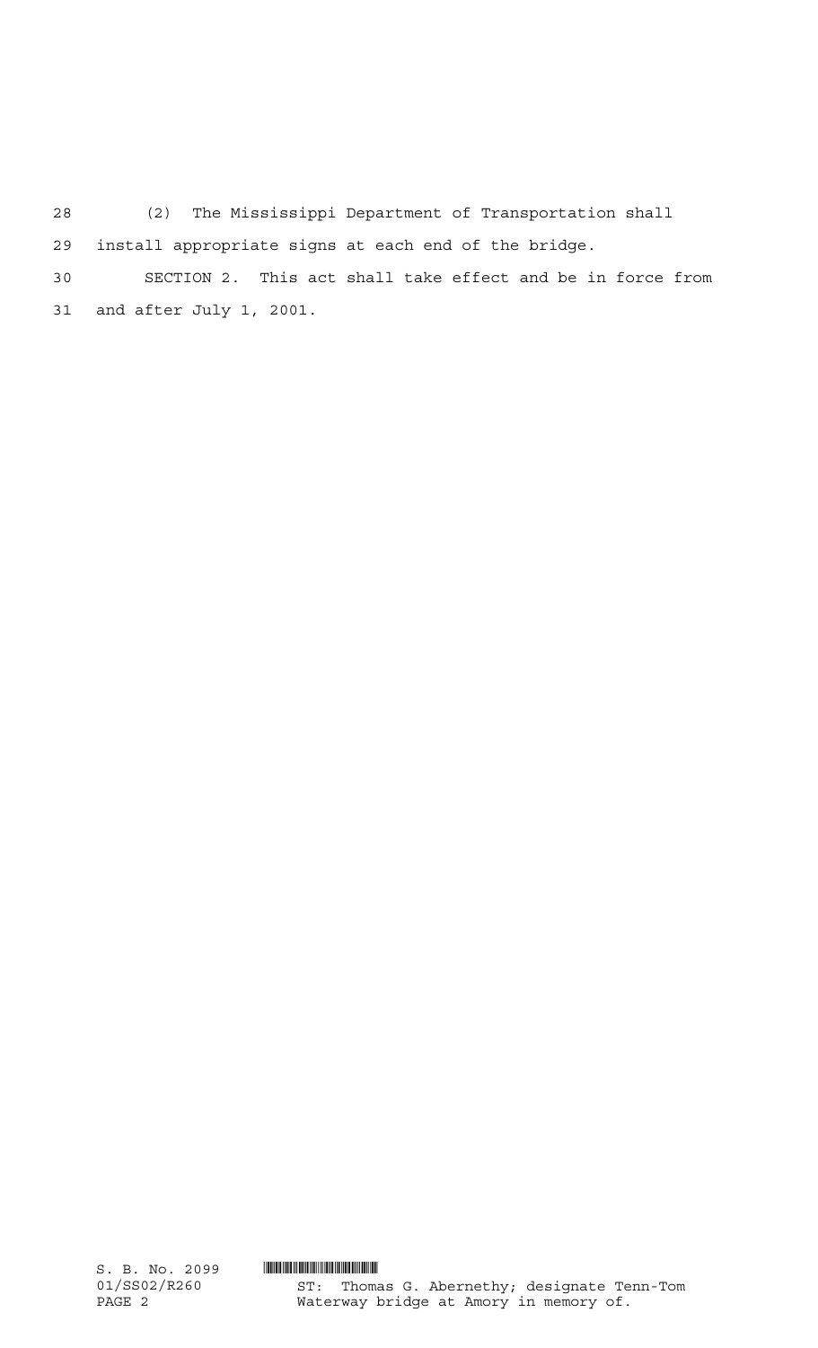(2) The Mississippi Department of Transportation shall install appropriate signs at each end of the bridge.

SECTION 2. This act shall take effect and be in force from and after July 1, 2001.